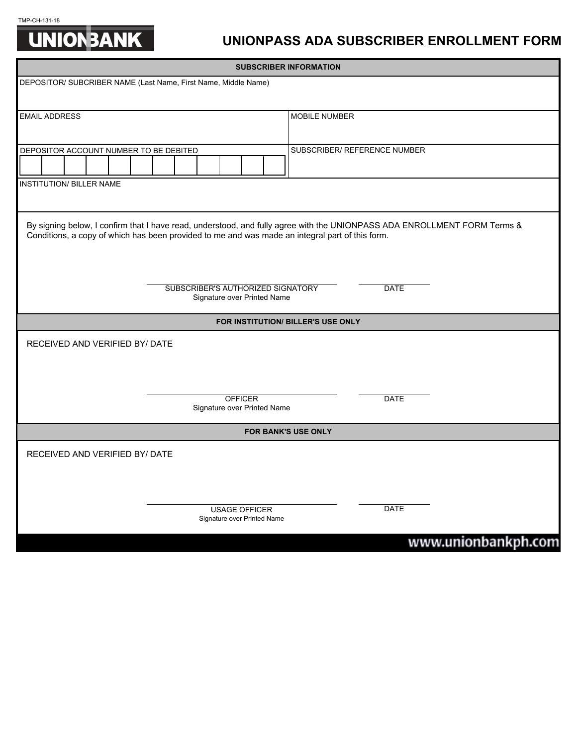TMP-CH-131-18

UNIONBANK

# UNIONPASS ADA SUBSCRIBER ENROLLMENT FORM

## SUBSCRIBER INFORMATION

| DEPOSITOR/ SUBCRIBER NAME (Last Name, First Name, Middle Name) | |
|---|---|
| EMAIL ADDRESS | MOBILE NUMBER |
| DEPOSITOR ACCOUNT NUMBER TO BE DEBITED | SUBSCRIBER/ REFERENCE NUMBER |
| INSTITUTION/ BILLER NAME | |

By signing below, I confirm that I have read, understood, and fully agree with the UNIONPASS ADA ENROLLMENT FORM Terms & Conditions, a copy of which has been provided to me and was made an integral part of this form.

SUBSCRIBER'S AUTHORIZED SIGNATORY
Signature over Printed Name

DATE

## FOR INSTITUTION/ BILLER'S USE ONLY

RECEIVED AND VERIFIED BY/ DATE

OFFICER
Signature over Printed Name

DATE

## FOR BANK'S USE ONLY

RECEIVED AND VERIFIED BY/ DATE

USAGE OFFICER
Signature over Printed Name

DATE

www.unionbankph.com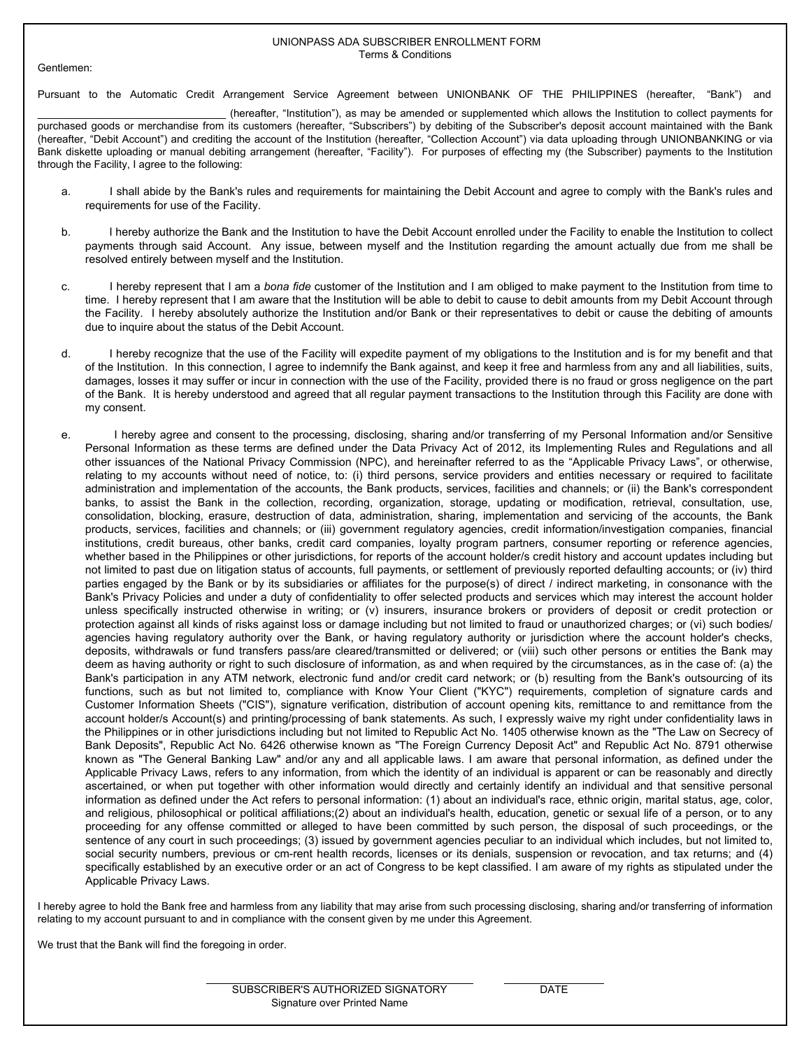# UNIONPASS ADA SUBSCRIBER ENROLLMENT FORM
Terms & Conditions

Gentlemen:

Pursuant to the Automatic Credit Arrangement Service Agreement between UNIONBANK OF THE PHILIPPINES (hereafter, "Bank") and _______________________________ (hereafter, "Institution"), as may be amended or supplemented which allows the Institution to collect payments for purchased goods or merchandise from its customers (hereafter, "Subscribers") by debiting of the Subscriber's deposit account maintained with the Bank (hereafter, "Debit Account") and crediting the account of the Institution (hereafter, "Collection Account") via data uploading through UNIONBANKING or via Bank diskette uploading or manual debiting arrangement (hereafter, "Facility"). For purposes of effecting my (the Subscriber) payments to the Institution through the Facility, I agree to the following:

a. I shall abide by the Bank's rules and requirements for maintaining the Debit Account and agree to comply with the Bank's rules and requirements for use of the Facility.

b. I hereby authorize the Bank and the Institution to have the Debit Account enrolled under the Facility to enable the Institution to collect payments through said Account. Any issue, between myself and the Institution regarding the amount actually due from me shall be resolved entirely between myself and the Institution.

c. I hereby represent that I am a *bona fide* customer of the Institution and I am obliged to make payment to the Institution from time to time. I hereby represent that I am aware that the Institution will be able to debit to cause to debit amounts from my Debit Account through the Facility. I hereby absolutely authorize the Institution and/or Bank or their representatives to debit or cause the debiting of amounts due to inquire about the status of the Debit Account.

d. I hereby recognize that the use of the Facility will expedite payment of my obligations to the Institution and is for my benefit and that of the Institution. In this connection, I agree to indemnify the Bank against, and keep it free and harmless from any and all liabilities, suits, damages, losses it may suffer or incur in connection with the use of the Facility, provided there is no fraud or gross negligence on the part of the Bank. It is hereby understood and agreed that all regular payment transactions to the Institution through this Facility are done with my consent.

e. I hereby agree and consent to the processing, disclosing, sharing and/or transferring of my Personal Information and/or Sensitive Personal Information as these terms are defined under the Data Privacy Act of 2012, its Implementing Rules and Regulations and all other issuances of the National Privacy Commission (NPC), and hereinafter referred to as the "Applicable Privacy Laws", or otherwise, relating to my accounts without need of notice, to: (i) third persons, service providers and entities necessary or required to facilitate administration and implementation of the accounts, the Bank products, services, facilities and channels; or (ii) the Bank's correspondent banks, to assist the Bank in the collection, recording, organization, storage, updating or modification, retrieval, consultation, use, consolidation, blocking, erasure, destruction of data, administration, sharing, implementation and servicing of the accounts, the Bank products, services, facilities and channels; or (iii) government regulatory agencies, credit information/investigation companies, financial institutions, credit bureaus, other banks, credit card companies, loyalty program partners, consumer reporting or reference agencies, whether based in the Philippines or other jurisdictions, for reports of the account holder/s credit history and account updates including but not limited to past due on litigation status of accounts, full payments, or settlement of previously reported defaulting accounts; or (iv) third parties engaged by the Bank or by its subsidiaries or affiliates for the purpose(s) of direct / indirect marketing, in consonance with the Bank's Privacy Policies and under a duty of confidentiality to offer selected products and services which may interest the account holder unless specifically instructed otherwise in writing; or (v) insurers, insurance brokers or providers of deposit or credit protection or protection against all kinds of risks against loss or damage including but not limited to fraud or unauthorized charges; or (vi) such bodies/ agencies having regulatory authority over the Bank, or having regulatory authority or jurisdiction where the account holder's checks, deposits, withdrawals or fund transfers pass/are cleared/transmitted or delivered; or (viii) such other persons or entities the Bank may deem as having authority or right to such disclosure of information, as and when required by the circumstances, as in the case of: (a) the Bank's participation in any ATM network, electronic fund and/or credit card network; or (b) resulting from the Bank's outsourcing of its functions, such as but not limited to, compliance with Know Your Client ("KYC") requirements, completion of signature cards and Customer Information Sheets ("CIS"), signature verification, distribution of account opening kits, remittance to and remittance from the account holder/s Account(s) and printing/processing of bank statements. As such, I expressly waive my right under confidentiality laws in the Philippines or in other jurisdictions including but not limited to Republic Act No. 1405 otherwise known as the "The Law on Secrecy of Bank Deposits", Republic Act No. 6426 otherwise known as "The Foreign Currency Deposit Act" and Republic Act No. 8791 otherwise known as "The General Banking Law" and/or any and all applicable laws. I am aware that personal information, as defined under the Applicable Privacy Laws, refers to any information, from which the identity of an individual is apparent or can be reasonably and directly ascertained, or when put together with other information would directly and certainly identify an individual and that sensitive personal information as defined under the Act refers to personal information: (1) about an individual's race, ethnic origin, marital status, age, color, and religious, philosophical or political affiliations;(2) about an individual's health, education, genetic or sexual life of a person, or to any proceeding for any offense committed or alleged to have been committed by such person, the disposal of such proceedings, or the sentence of any court in such proceedings; (3) issued by government agencies peculiar to an individual which includes, but not limited to, social security numbers, previous or cm-rent health records, licenses or its denials, suspension or revocation, and tax returns; and (4) specifically established by an executive order or an act of Congress to be kept classified. I am aware of my rights as stipulated under the Applicable Privacy Laws.

I hereby agree to hold the Bank free and harmless from any liability that may arise from such processing disclosing, sharing and/or transferring of information relating to my account pursuant to and in compliance with the consent given by me under this Agreement.

We trust that the Bank will find the foregoing in order.

_______________________________ SUBSCRIBER'S AUTHORIZED SIGNATORY
Signature over Printed Name

_______________ DATE